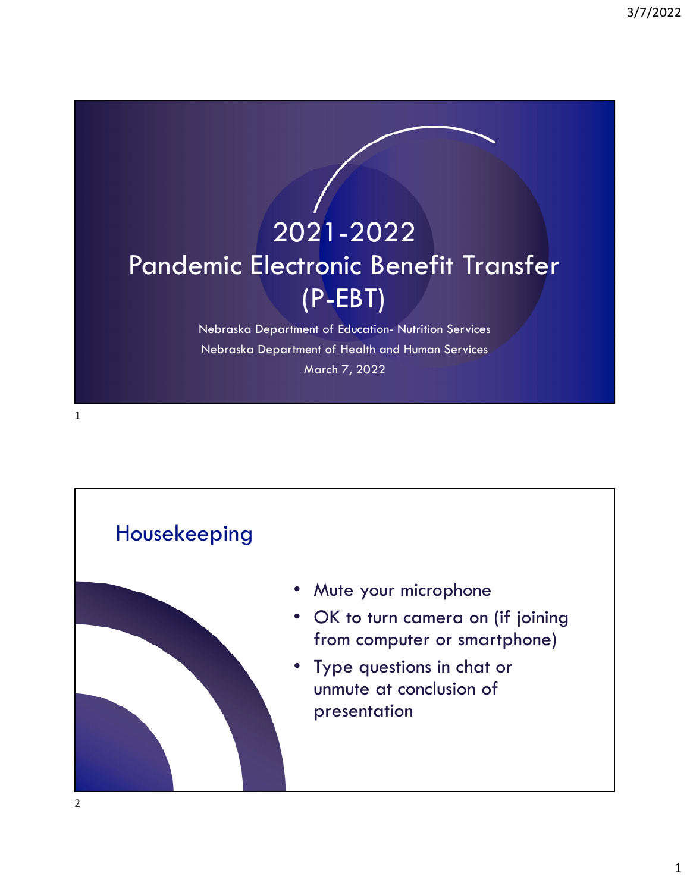# 2021-2022 Pandemic Electronic Benefit Transfer (P-EBT)

Nebraska Department of Education- Nutrition Services

Nebraska Department of Health and Human Services

March 7, 2022

## Housekeeping

- Mute your microphone
- OK to turn camera on (if joining from computer or smartphone)
- Type questions in chat or unmute at conclusion of presentation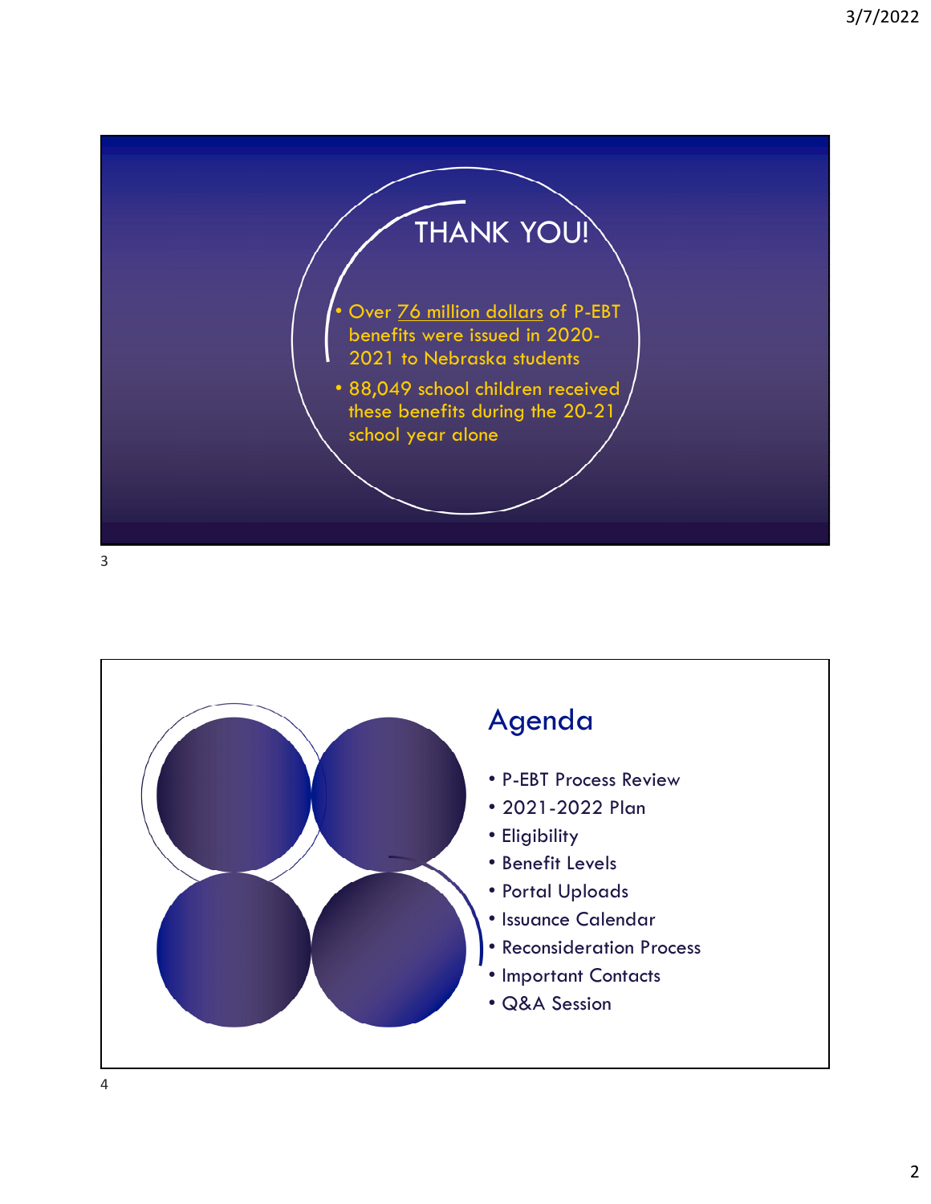# THANK YOU!

- Over 76 million dollars of P-EBT benefits were issued in 2020-2021 to Nebraska students
- 88,049 school children received these benefits during the 20-21 school year alone

# Agenda

- P-EBT Process Review
- 2021-2022 Plan
- Eligibility
- Benefit Levels
- Portal Uploads
- Issuance Calendar
- Reconsideration Process
- Important Contacts
- Q&A Session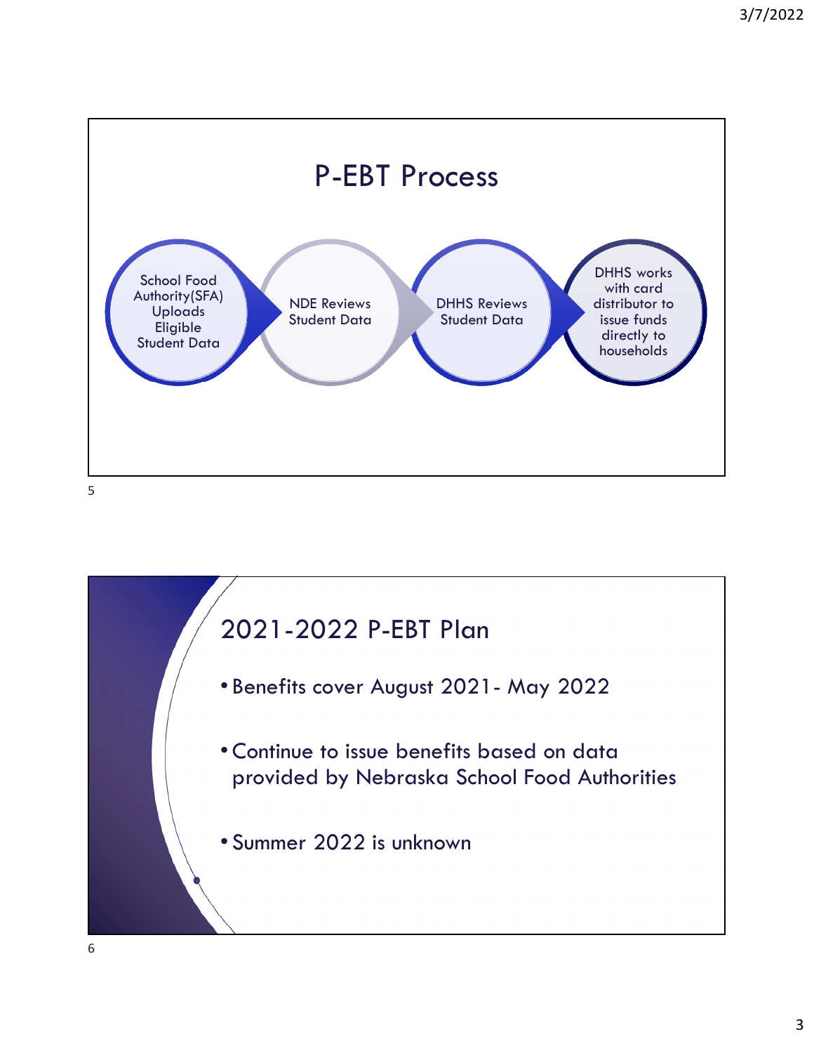# P-EBT Process

1. School Food Authority(SFA) Uploads Eligible Student Data
2. NDE Reviews Student Data
3. DHHS Reviews Student Data
4. DHHS works with card distributor to issue funds directly to households

# 2021-2022 P-EBT Plan

- Benefits cover August 2021- May 2022
- Continue to issue benefits based on data provided by Nebraska School Food Authorities
- Summer 2022 is unknown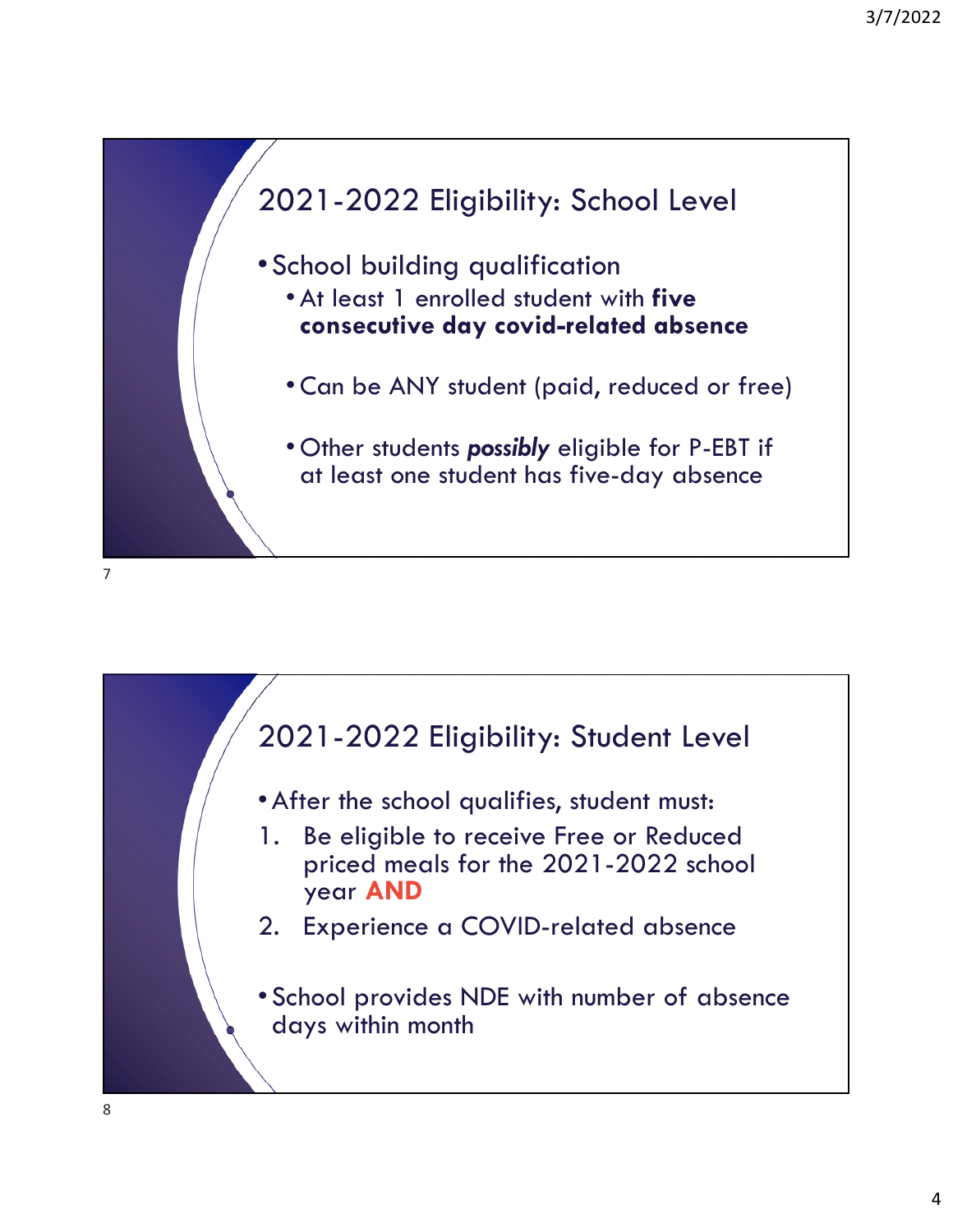## 2021-2022 Eligibility: School Level

- School building qualification
  - At least 1 enrolled student with **five consecutive day covid-related absence**
  - Can be ANY student (paid, reduced or free)
  - Other students ***possibly*** eligible for P-EBT if at least one student has five-day absence

## 2021-2022 Eligibility: Student Level

- After the school qualifies, student must:

1. Be eligible to receive Free or Reduced priced meals for the 2021-2022 school year **AND**
2. Experience a COVID-related absence

- School provides NDE with number of absence days within month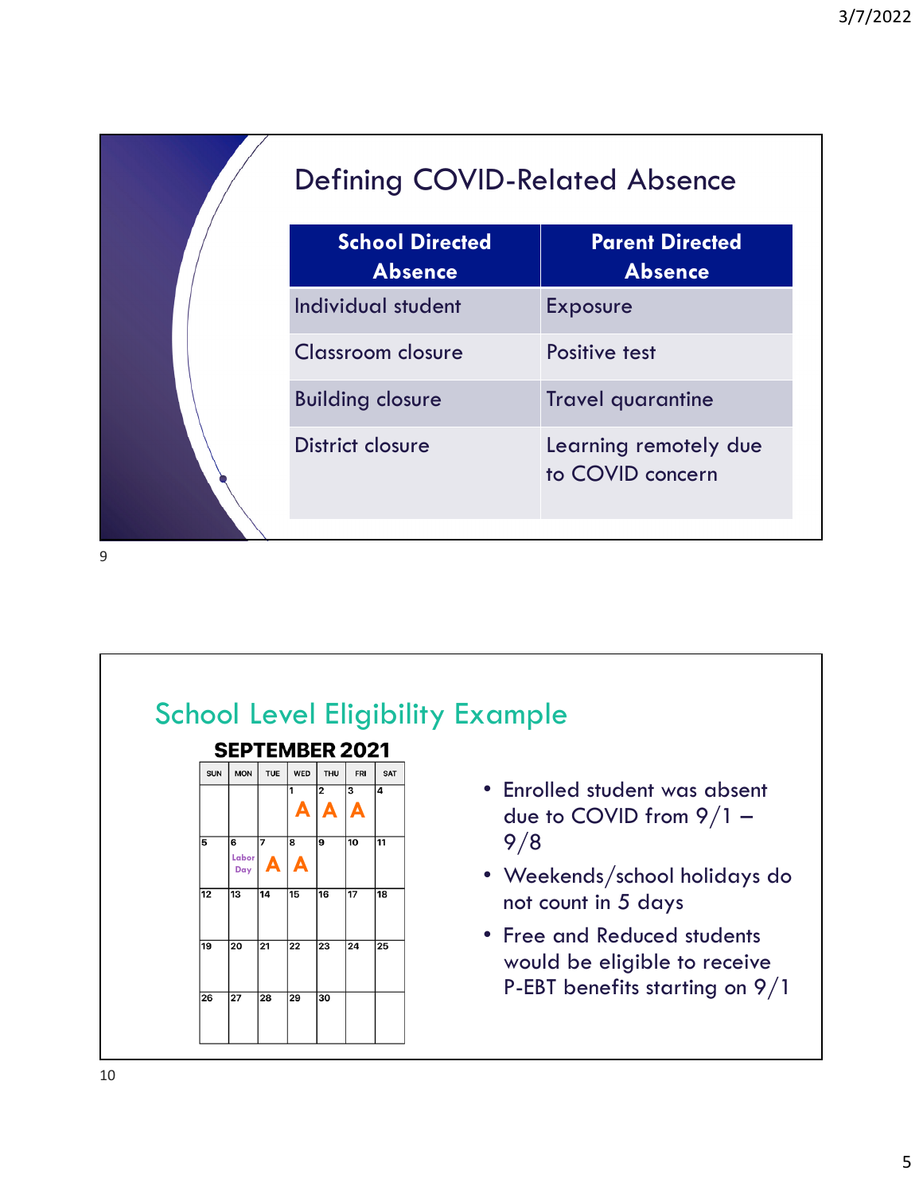## Defining COVID-Related Absence

| School Directed Absence | Parent Directed Absence |
|---|---|
| Individual student | Exposure |
| Classroom closure | Positive test |
| Building closure | Travel quarantine |
| District closure | Learning remotely due to COVID concern |

## School Level Eligibility Example

**SEPTEMBER 2021**

| SUN | MON | TUE | WED | THU | FRI | SAT |
|---|---|---|---|---|---|---|
| | | | 1 A | 2 A | 3 A | 4 |
| 5 | 6 Labor Day | 7 A | 8 A | 9 | 10 | 11 |
| 12 | 13 | 14 | 15 | 16 | 17 | 18 |
| 19 | 20 | 21 | 22 | 23 | 24 | 25 |
| 26 | 27 | 28 | 29 | 30 | | |

- Enrolled student was absent due to COVID from 9/1 – 9/8
- Weekends/school holidays do not count in 5 days
- Free and Reduced students would be eligible to receive P-EBT benefits starting on 9/1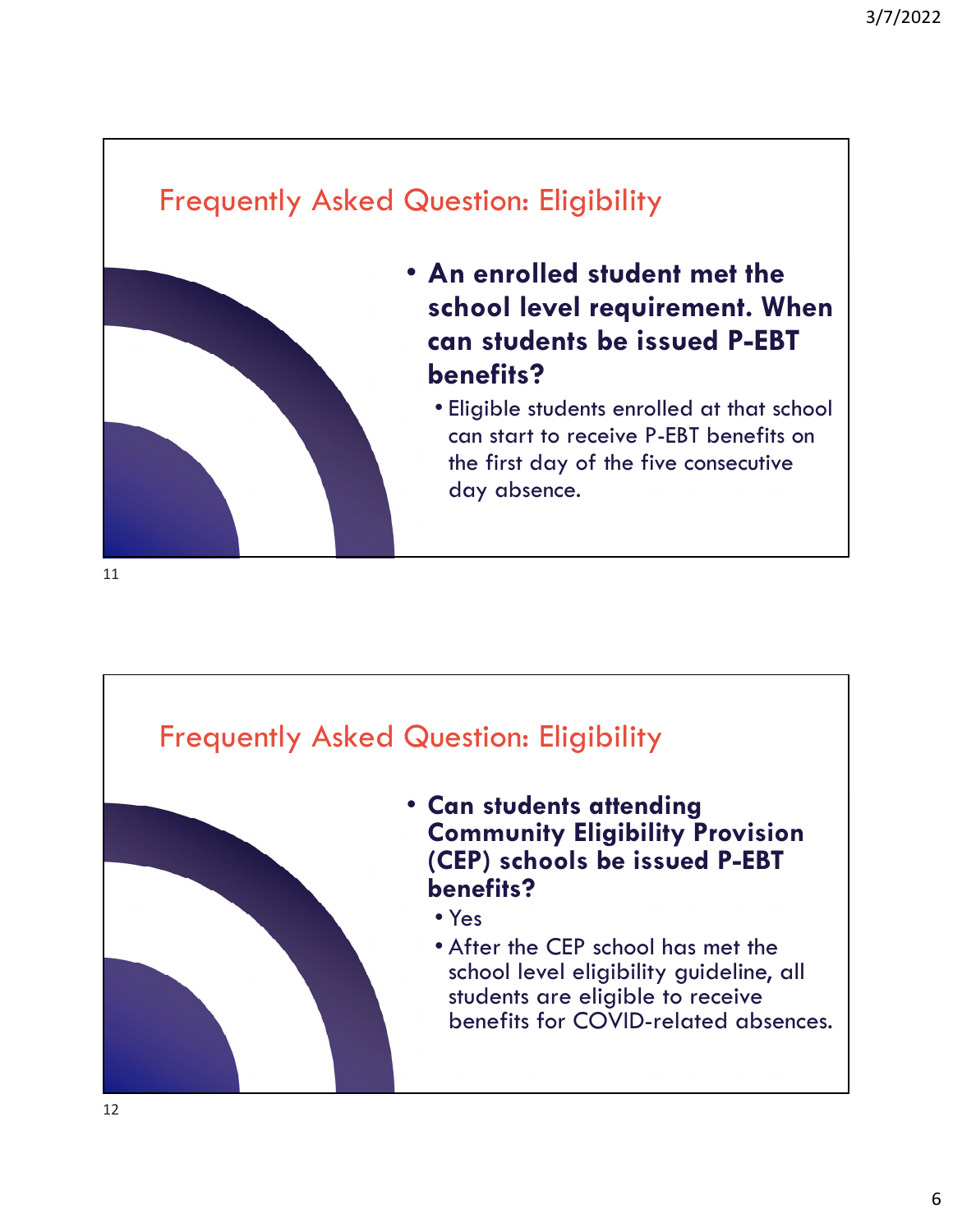## Frequently Asked Question: Eligibility

- **An enrolled student met the school level requirement. When can students be issued P-EBT benefits?**
  - Eligible students enrolled at that school can start to receive P-EBT benefits on the first day of the five consecutive day absence.

## Frequently Asked Question: Eligibility

- **Can students attending Community Eligibility Provision (CEP) schools be issued P-EBT benefits?**
  - Yes
  - After the CEP school has met the school level eligibility guideline, all students are eligible to receive benefits for COVID-related absences.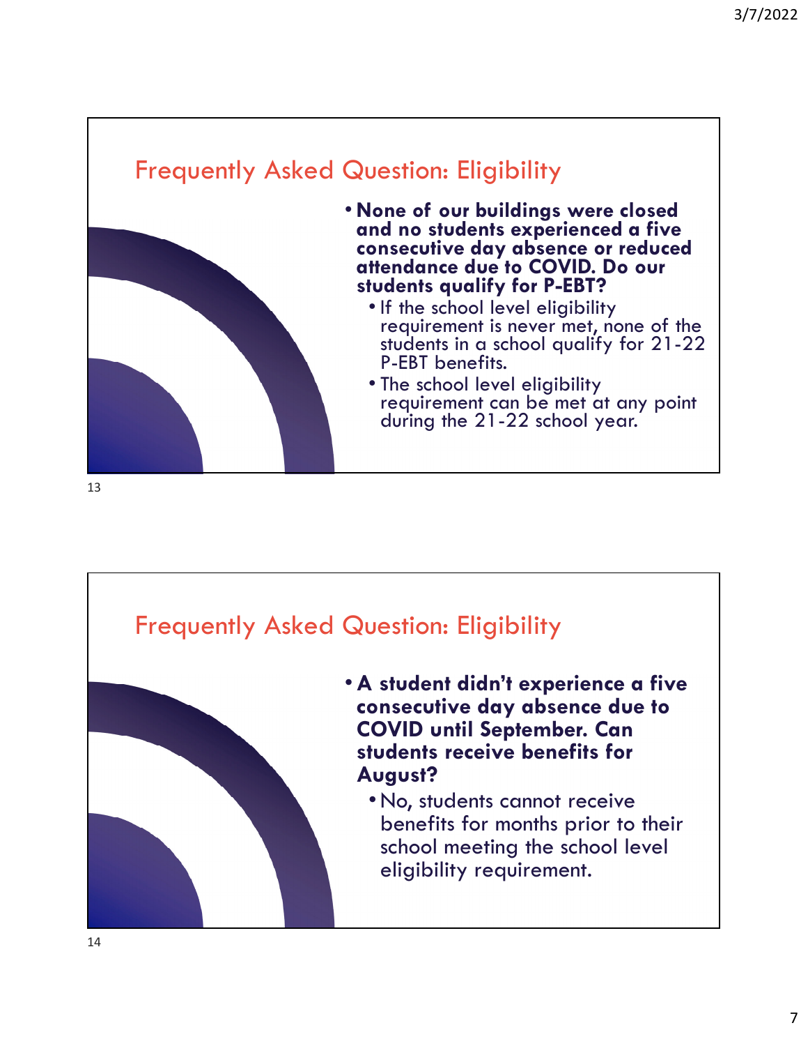## Frequently Asked Question: Eligibility

- **None of our buildings were closed and no students experienced a five consecutive day absence or reduced attendance due to COVID. Do our students qualify for P-EBT?**
  - If the school level eligibility requirement is never met, none of the students in a school qualify for 21-22 P-EBT benefits.
  - The school level eligibility requirement can be met at any point during the 21-22 school year.

## Frequently Asked Question: Eligibility

- **A student didn't experience a five consecutive day absence due to COVID until September. Can students receive benefits for August?**
  - No, students cannot receive benefits for months prior to their school meeting the school level eligibility requirement.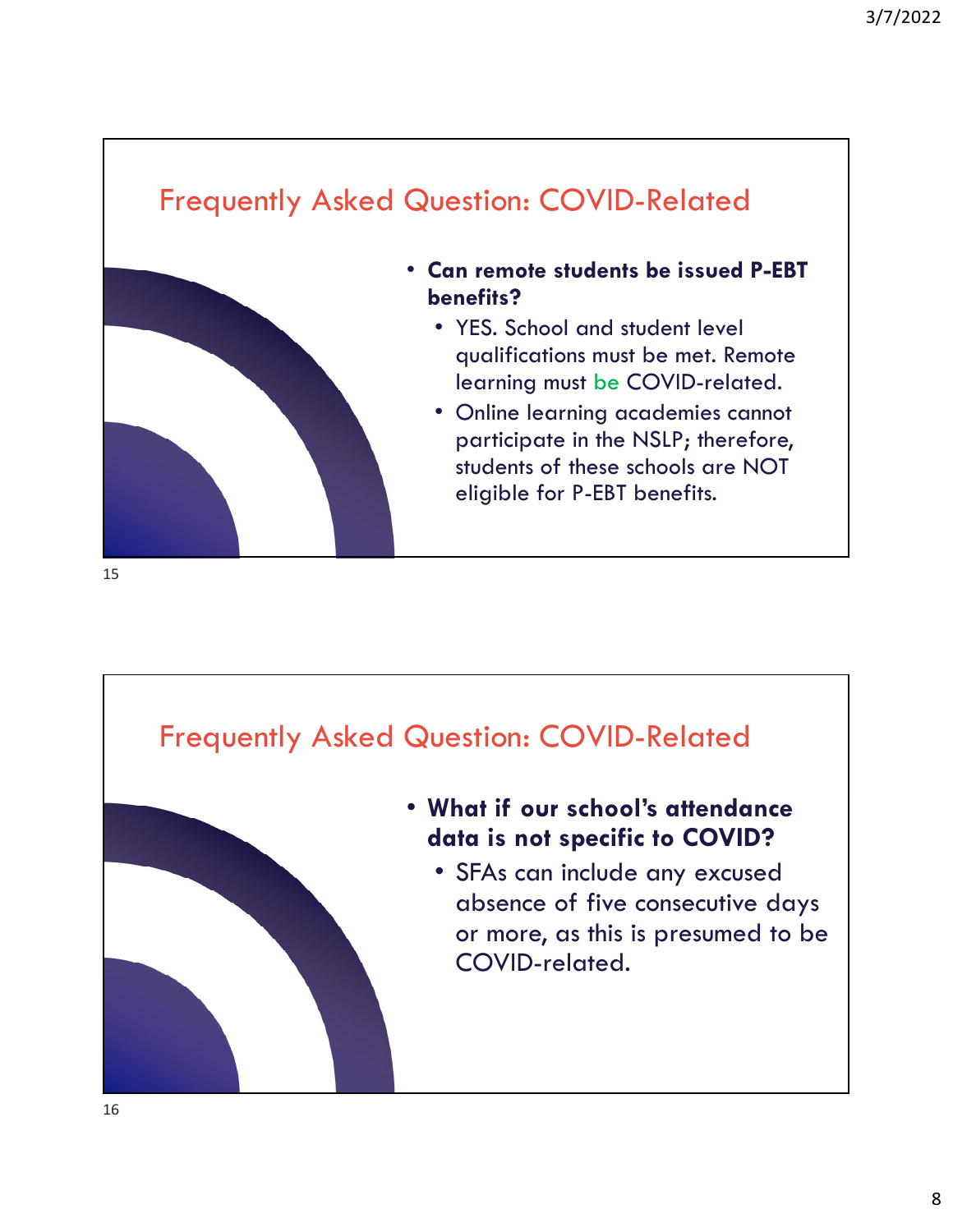## Frequently Asked Question: COVID-Related

- **Can remote students be issued P-EBT benefits?**
  - YES. School and student level qualifications must be met. Remote learning must be COVID-related.
  - Online learning academies cannot participate in the NSLP; therefore, students of these schools are NOT eligible for P-EBT benefits.

## Frequently Asked Question: COVID-Related

- **What if our school's attendance data is not specific to COVID?**
  - SFAs can include any excused absence of five consecutive days or more, as this is presumed to be COVID-related.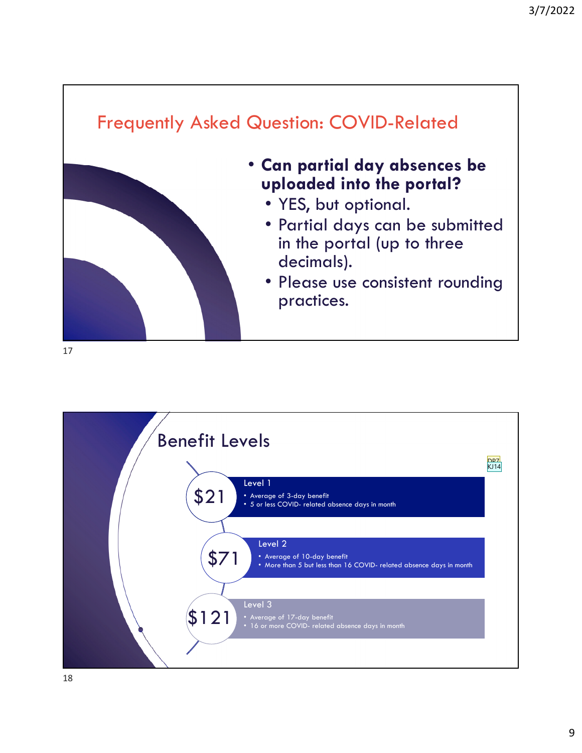## Frequently Asked Question: COVID-Related

- **Can partial day absences be uploaded into the portal?**
  - YES, but optional.
  - Partial days can be submitted in the portal (up to three decimals).
  - Please use consistent rounding practices.

## Benefit Levels

DP7
KJ14

**$21** — Level 1
- Average of 3-day benefit
- 5 or less COVID- related absence days in month

**$71** — Level 2
- Average of 10-day benefit
- More than 5 but less than 16 COVID- related absence days in month

**$121** — Level 3
- Average of 17-day benefit
- 16 or more COVID- related absence days in month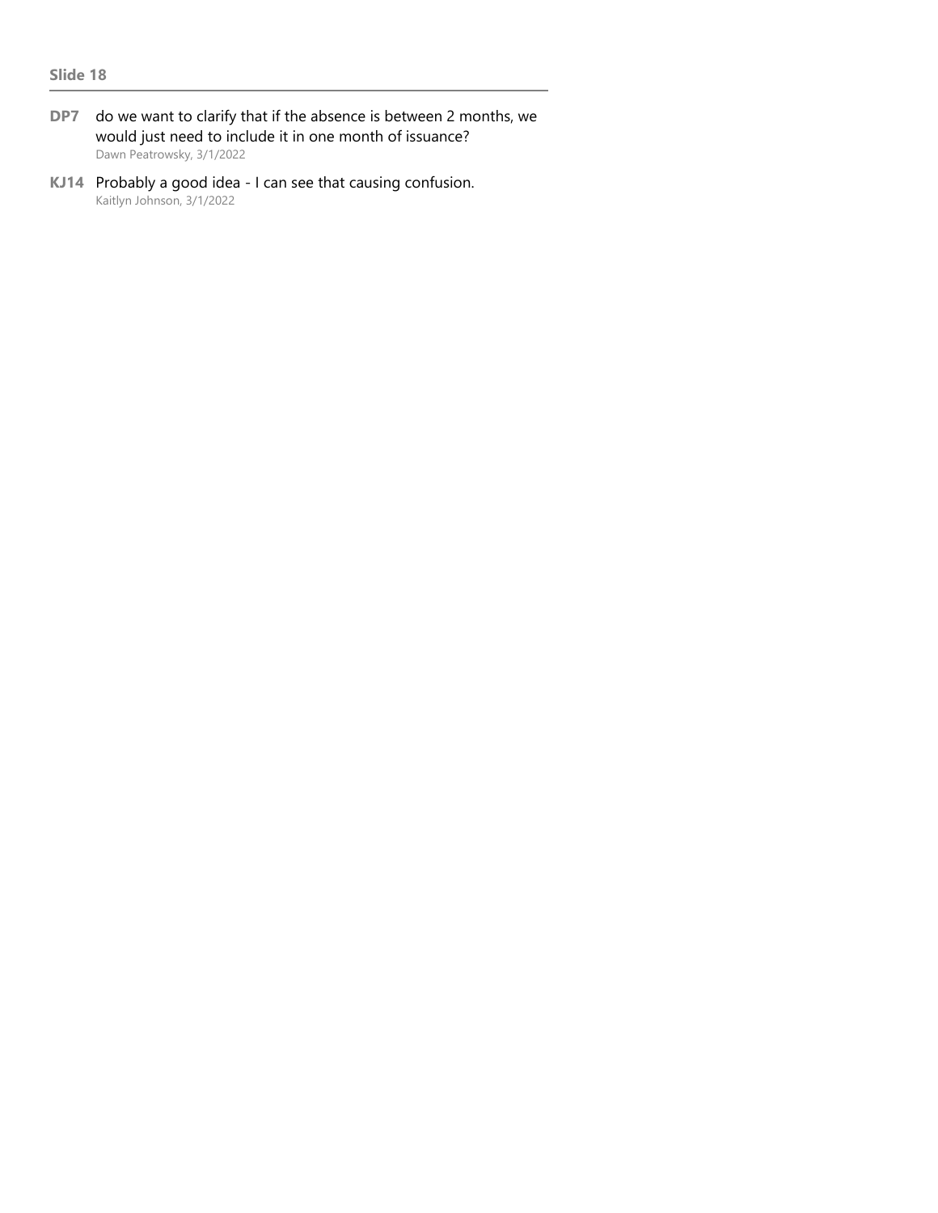## Slide 18

**DP7** do we want to clarify that if the absence is between 2 months, we would just need to include it in one month of issuance?
Dawn Peatrowsky, 3/1/2022

**KJ14** Probably a good idea - I can see that causing confusion.
Kaitlyn Johnson, 3/1/2022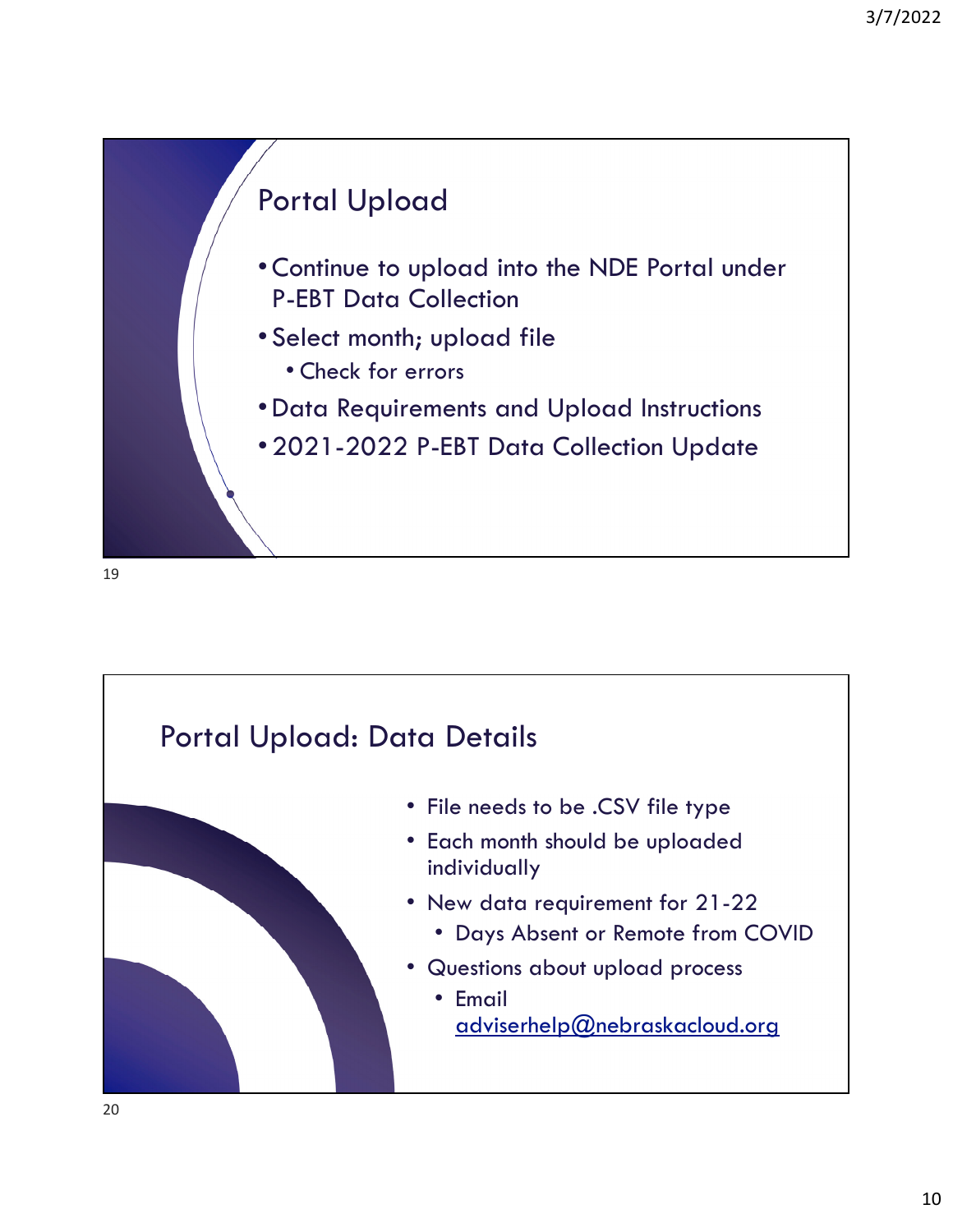## Portal Upload

- Continue to upload into the NDE Portal under P-EBT Data Collection
- Select month; upload file
  - Check for errors
- Data Requirements and Upload Instructions
- 2021-2022 P-EBT Data Collection Update

## Portal Upload: Data Details

- File needs to be .CSV file type
- Each month should be uploaded individually
- New data requirement for 21-22
  - Days Absent or Remote from COVID
- Questions about upload process
  - Email adviserhelp@nebraskacloud.org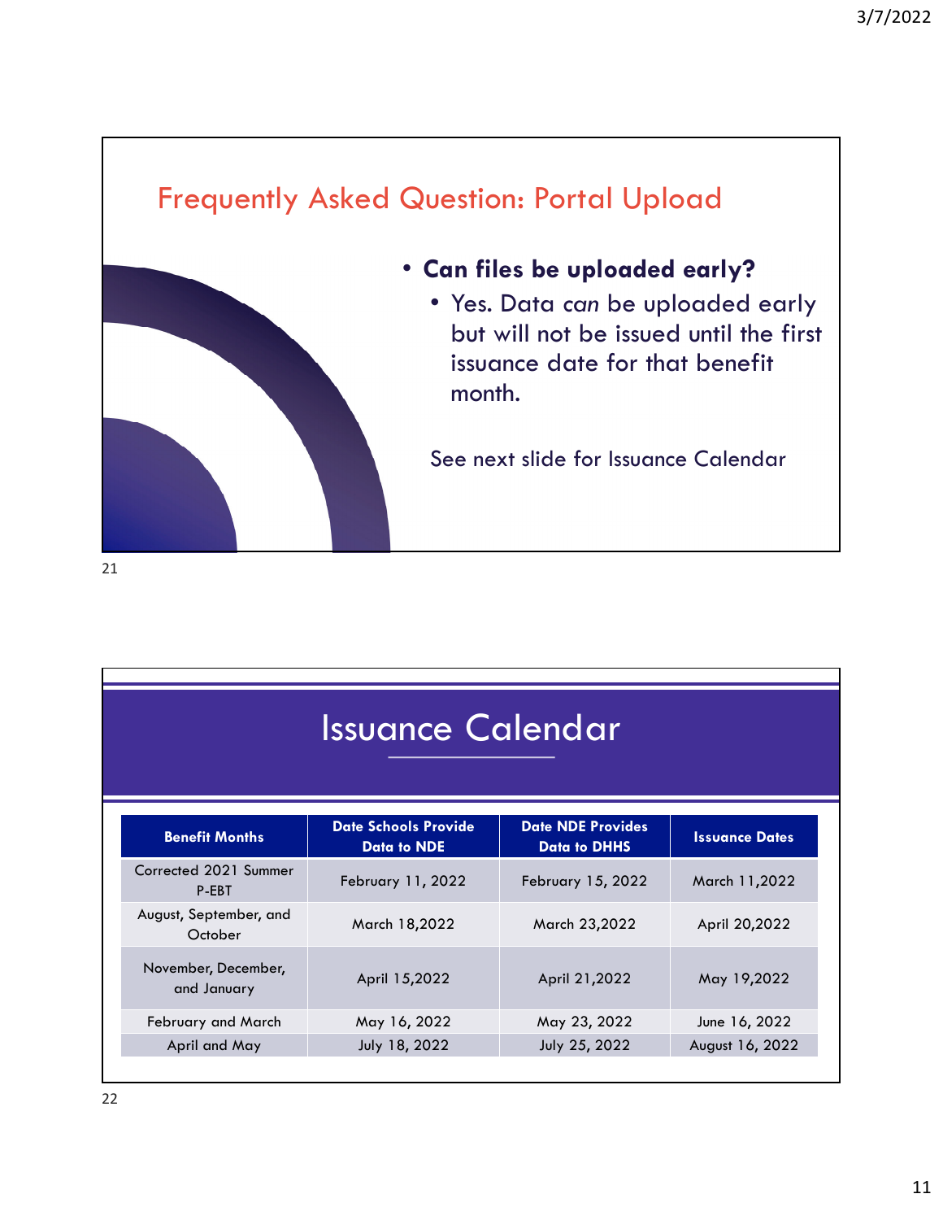## Frequently Asked Question: Portal Upload

- **Can files be uploaded early?**
  - Yes. Data *can* be uploaded early but will not be issued until the first issuance date for that benefit month.

See next slide for Issuance Calendar

## Issuance Calendar

| Benefit Months | Date Schools Provide Data to NDE | Date NDE Provides Data to DHHS | Issuance Dates |
|---|---|---|---|
| Corrected 2021 Summer P-EBT | February 11, 2022 | February 15, 2022 | March 11,2022 |
| August, September, and October | March 18,2022 | March 23,2022 | April 20,2022 |
| November, December, and January | April 15,2022 | April 21,2022 | May 19,2022 |
| February and March | May 16, 2022 | May 23, 2022 | June 16, 2022 |
| April and May | July 18, 2022 | July 25, 2022 | August 16, 2022 |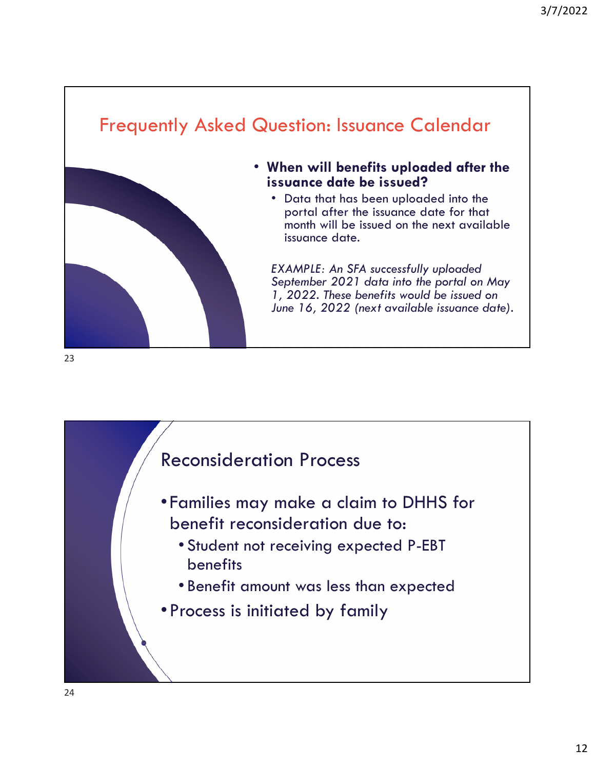## Frequently Asked Question: Issuance Calendar

- **When will benefits uploaded after the issuance date be issued?**
  - Data that has been uploaded into the portal after the issuance date for that month will be issued on the next available issuance date.

*EXAMPLE: An SFA successfully uploaded September 2021 data into the portal on May 1, 2022. These benefits would be issued on June 16, 2022 (next available issuance date).*

## Reconsideration Process

- Families may make a claim to DHHS for benefit reconsideration due to:
  - Student not receiving expected P-EBT benefits
  - Benefit amount was less than expected
- Process is initiated by family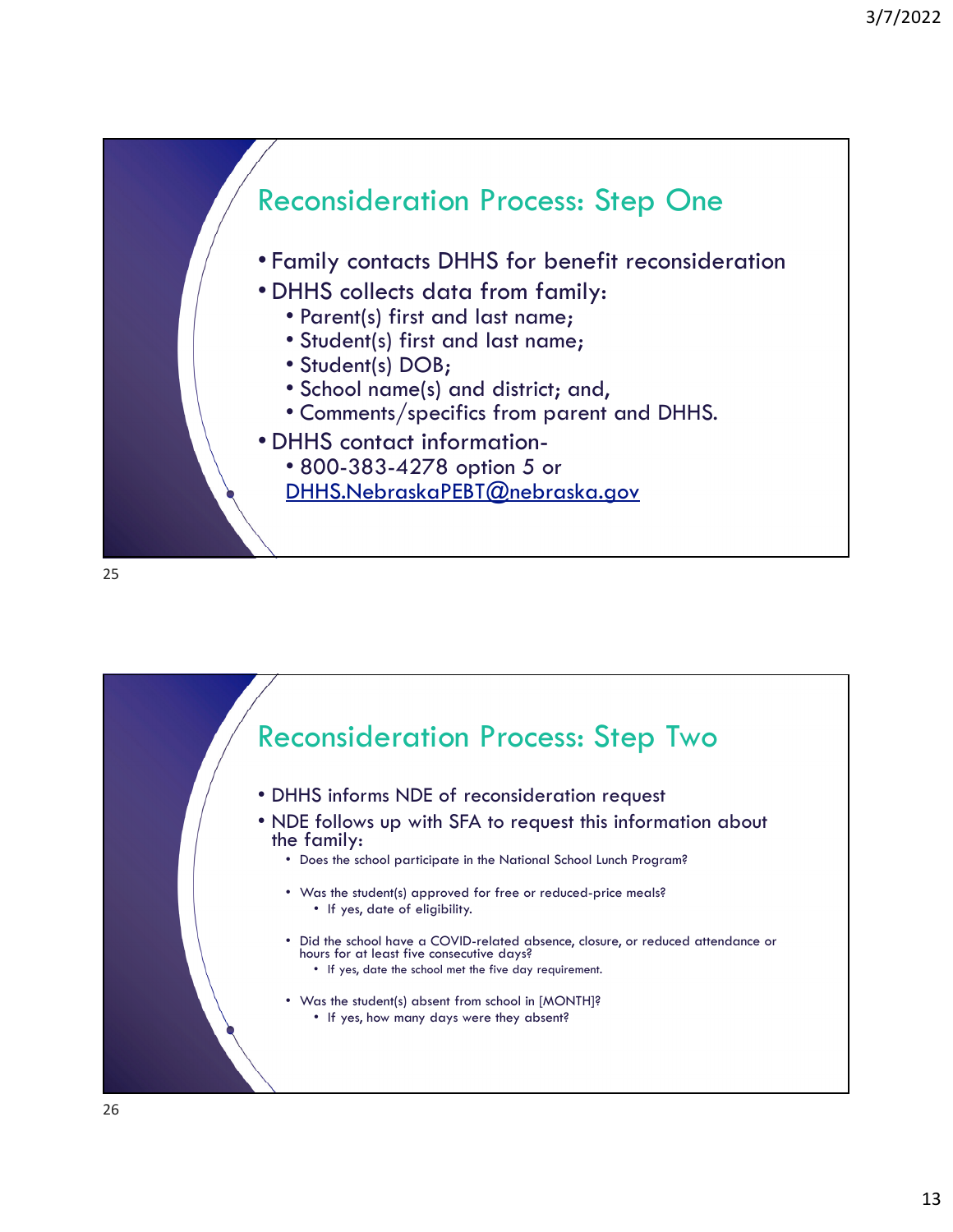## Reconsideration Process: Step One

- Family contacts DHHS for benefit reconsideration
- DHHS collects data from family:
  - Parent(s) first and last name;
  - Student(s) first and last name;
  - Student(s) DOB;
  - School name(s) and district; and,
  - Comments/specifics from parent and DHHS.
- DHHS contact information-
  - 800-383-4278 option 5 or [DHHS.NebraskaPEBT@nebraska.gov](mailto:DHHS.NebraskaPEBT@nebraska.gov)

## Reconsideration Process: Step Two

- DHHS informs NDE of reconsideration request
- NDE follows up with SFA to request this information about the family:
  - Does the school participate in the National School Lunch Program?
  - Was the student(s) approved for free or reduced-price meals?
    - If yes, date of eligibility.
  - Did the school have a COVID-related absence, closure, or reduced attendance or hours for at least five consecutive days?
    - If yes, date the school met the five day requirement.
  - Was the student(s) absent from school in [MONTH]?
    - If yes, how many days were they absent?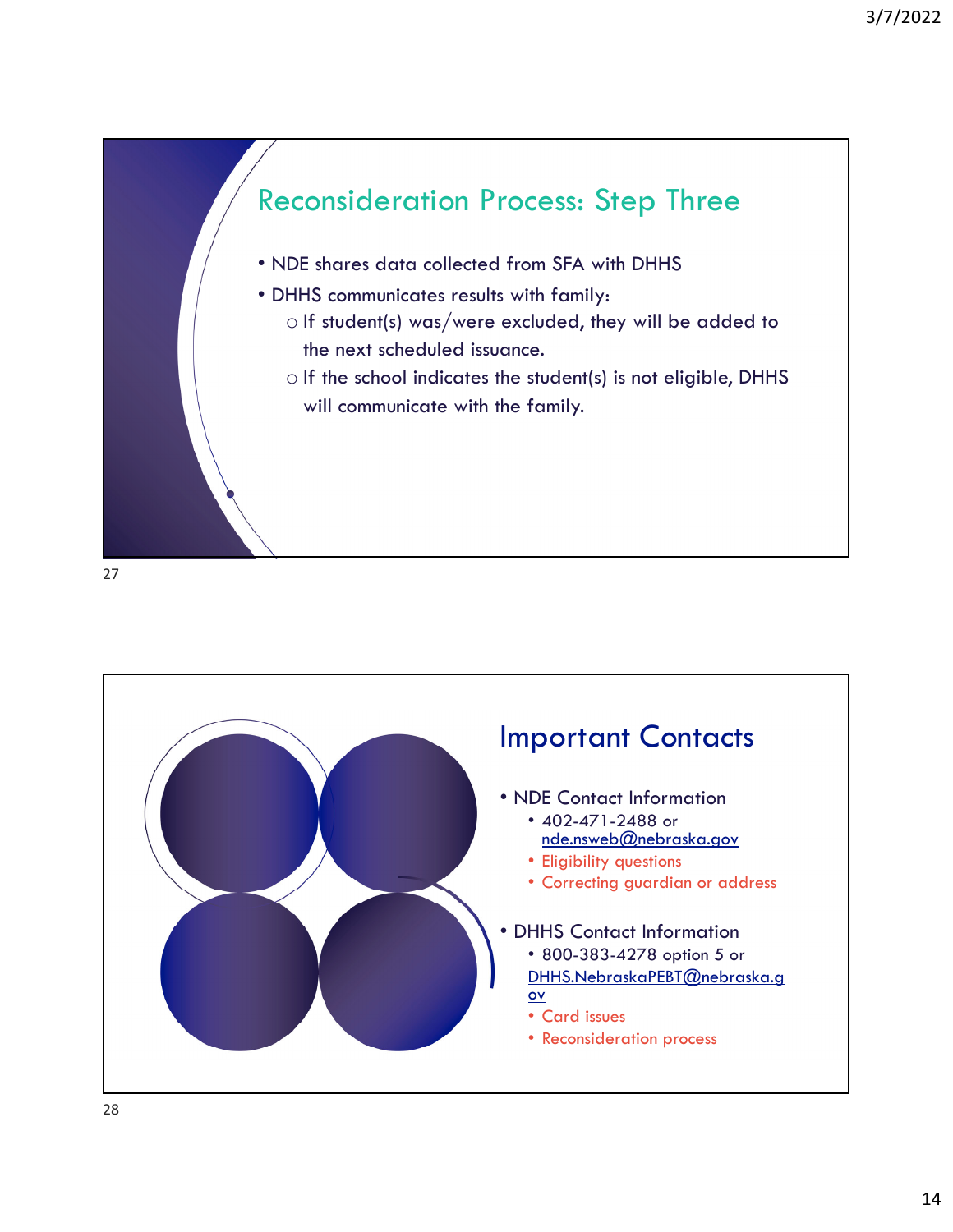## Reconsideration Process: Step Three

- NDE shares data collected from SFA with DHHS
- DHHS communicates results with family:
  - If student(s) was/were excluded, they will be added to the next scheduled issuance.
  - If the school indicates the student(s) is not eligible, DHHS will communicate with the family.

## Important Contacts

- NDE Contact Information
  - 402-471-2488 or nde.nsweb@nebraska.gov
  - Eligibility questions
  - Correcting guardian or address
- DHHS Contact Information
  - 800-383-4278 option 5 or DHHS.NebraskaPEBT@nebraska.gov
  - Card issues
  - Reconsideration process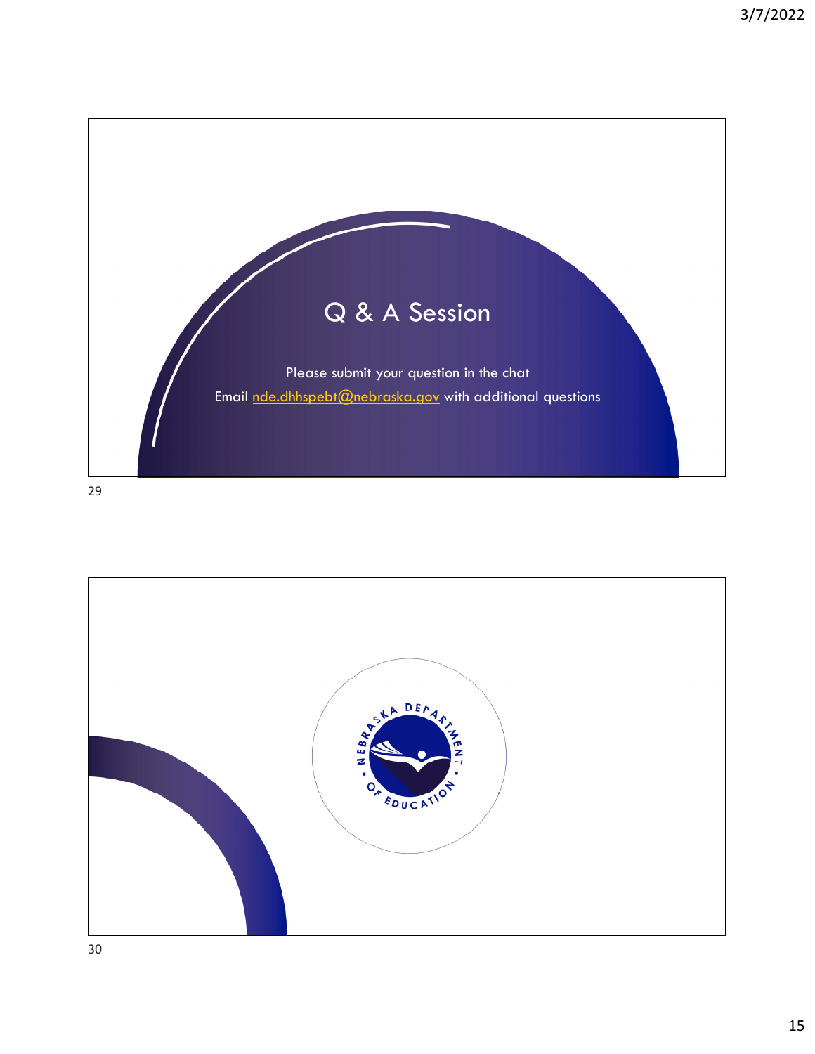# Q & A Session

Please submit your question in the chat

Email nde.dhhspebt@nebraska.gov with additional questions

NEBRASKA DEPARTMENT OF EDUCATION